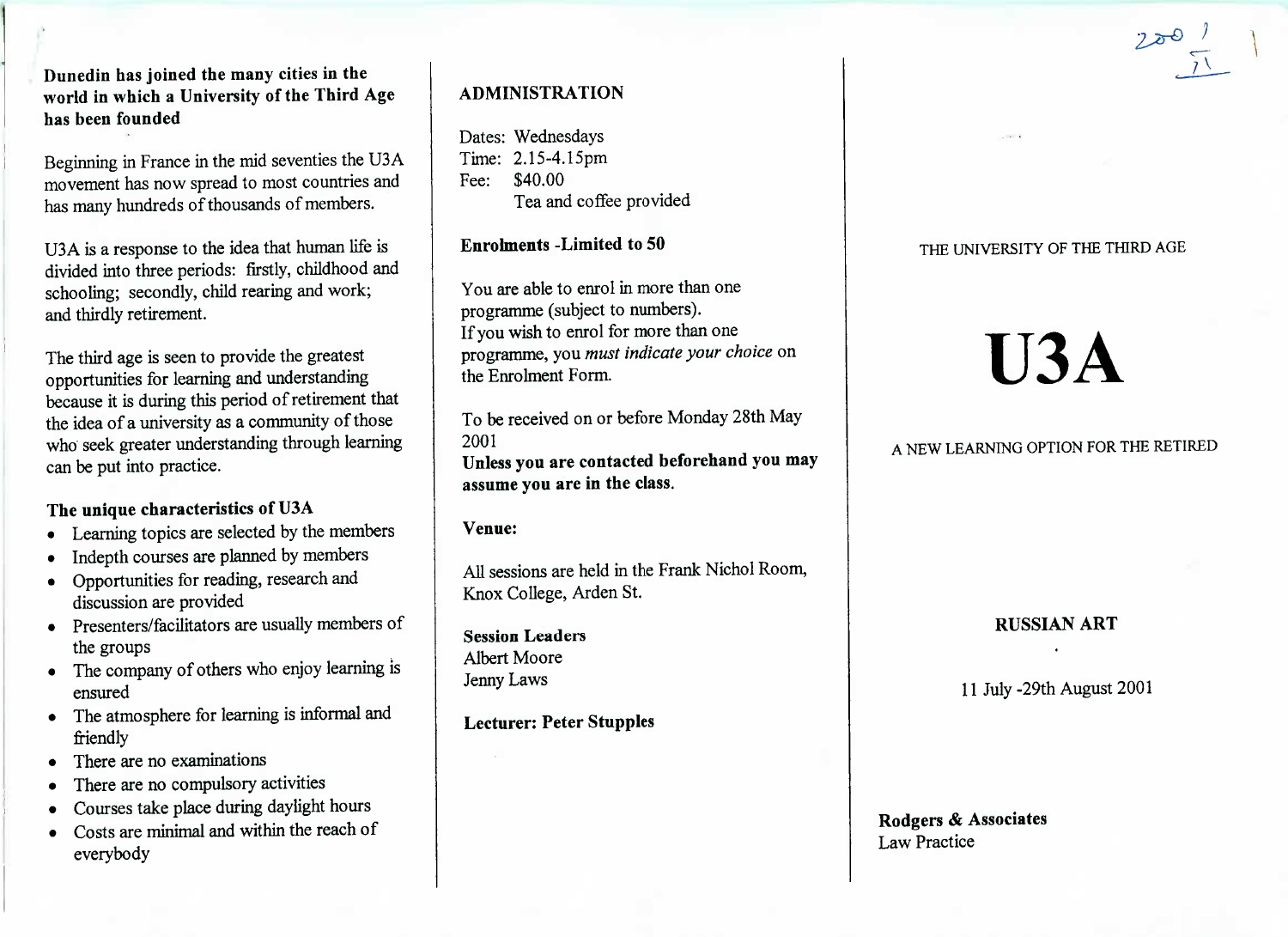**Dunedin has joined the many cities in the world in which a University of the Third Age has been founded**

Beginning in France in the mid seventies the U3A movement has now spread to most countries and has many hundreds of thousands of members.

U3A is a response to the idea that human life is divided into three periods: firstly, childhood and schooling; secondly, child rearing and work; and thirdly retirement.

The third age is seen to provide the greatest opportunities for learning and understanding because it is during this period of retirement that the idea of a university as a community of those who seek greater understanding through learning can be put into practice.

**The unique characteristics of U3A**

- Learning topics are selected by the members
- Indepth courses are planned by members
- Opportunities for reading, research and discussion are provided
- Presenters/facilitators are usually members of the groups
- The company of others who enjoy learning is ensured
- The atmosphere for learning is informal and friendly
- There are no examinations
- There are no compulsory activities
- Courses take place during daylight hours
- Costs are minimal and within the reach of everybody

## ADMINISTRATION

Dates: Wednesdays
Time: 2.15-4.15pm
Fee: $40.00
Tea and coffee provided

**Enrolments -Limited to 50**

You are able to enrol in more than one programme (subject to numbers).
If you wish to enrol for more than one programme, you *must indicate your choice* on the Enrolment Form.

To be received on or before Monday 28th May 2001
**Unless you are contacted beforehand you may assume you are in the class.**

**Venue:**

All sessions are held in the Frank Nichol Room, Knox College, Arden St.

**Session Leaders**
Albert Moore
Jenny Laws

**Lecturer: Peter Stupples**

THE UNIVERSITY OF THE THIRD AGE

# U3A

A NEW LEARNING OPTION FOR THE RETIRED

**RUSSIAN ART**

11 July -29th August 2001

**Rodgers & Associates**
Law Practice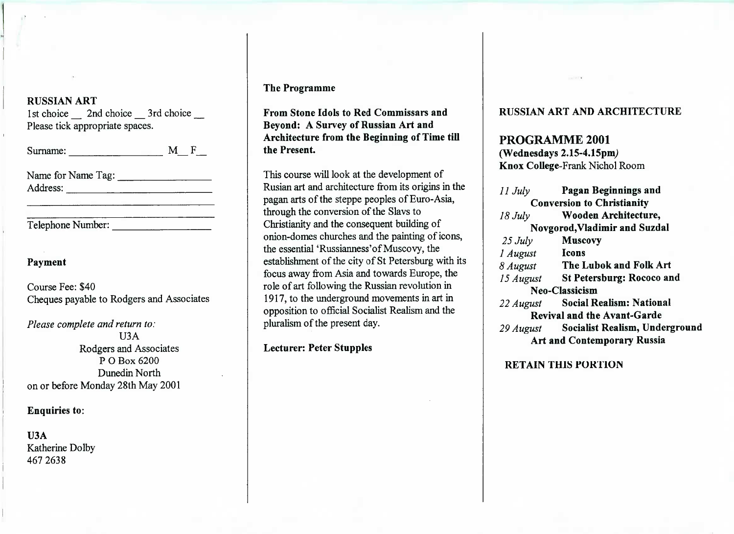**RUSSIAN ART**

1st choice __ 2nd choice __ 3rd choice __
Please tick appropriate spaces.

Surname: ________________ M__ F__

Name for Name Tag: ________________
Address: ________________________
________________________________
________________________________
Telephone Number: ________________

**Payment**

Course Fee: $40
Cheques payable to Rodgers and Associates

*Please complete and return to:*
U3A
Rodgers and Associates
P O Box 6200
Dunedin North
on or before Monday 28th May 2001

**Enquiries to:**

**U3A**
Katherine Dolby
467 2638

**The Programme**

**From Stone Idols to Red Commissars and Beyond: A Survey of Russian Art and Architecture from the Beginning of Time till the Present.**

This course will look at the development of Rusian art and architecture from its origins in the pagan arts of the steppe peoples of Euro-Asia, through the conversion of the Slavs to Christianity and the consequent building of onion-domes churches and the painting of icons, the essential 'Russianness'of Muscovy, the establishment of the city of St Petersburg with its focus away from Asia and towards Europe, the role of art following the Russian revolution in 1917, to the underground movements in art in opposition to official Socialist Realism and the pluralism of the present day.

**Lecturer: Peter Stupples**

**RUSSIAN ART AND ARCHITECTURE**

## PROGRAMME 2001

**(Wednesdays 2.15-4.15pm)**
**Knox College**-Frank Nichol Room

*11 July* **Pagan Beginnings and Conversion to Christianity**
*18 July* **Wooden Architecture, Novgorod,Vladimir and Suzdal**
*25 July* **Muscovy**
*1 August* **Icons**
*8 August* **The Lubok and Folk Art**
*15 August* **St Petersburg: Rococo and Neo-Classicism**
*22 August* **Social Realism: National Revival and the Avant-Garde**
*29 August* **Socialist Realism, Underground Art and Contemporary Russia**

**RETAIN THIS PORTION**